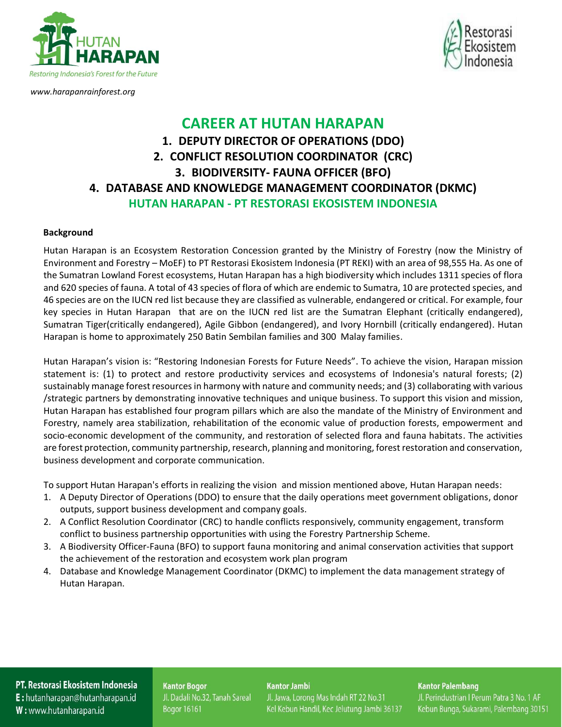www.harapanrainforest.org

# CAREER AT HUTAN HARAPAN

## 1. DEPUTY DIRECTOR OF OPERATIONS (DDO)
## 2. CONFLICT RESOLUTION COORDINATOR (CRC)
## 3. BIODIVERSITY- FAUNA OFFICER (BFO)
## 4. DATABASE AND KNOWLEDGE MANAGEMENT COORDINATOR (DKMC)

## HUTAN HARAPAN - PT RESTORASI EKOSISTEM INDONESIA

**Background**

Hutan Harapan is an Ecosystem Restoration Concession granted by the Ministry of Forestry (now the Ministry of Environment and Forestry – MoEF) to PT Restorasi Ekosistem Indonesia (PT REKI) with an area of 98,555 Ha. As one of the Sumatran Lowland Forest ecosystems, Hutan Harapan has a high biodiversity which includes 1311 species of flora and 620 species of fauna. A total of 43 species of flora of which are endemic to Sumatra, 10 are protected species, and 46 species are on the IUCN red list because they are classified as vulnerable, endangered or critical. For example, four key species in Hutan Harapan that are on the IUCN red list are the Sumatran Elephant (critically endangered), Sumatran Tiger(critically endangered), Agile Gibbon (endangered), and Ivory Hornbill (critically endangered). Hutan Harapan is home to approximately 250 Batin Sembilan families and 300 Malay families.

Hutan Harapan's vision is: "Restoring Indonesian Forests for Future Needs". To achieve the vision, Harapan mission statement is: (1) to protect and restore productivity services and ecosystems of Indonesia's natural forests; (2) sustainably manage forest resources in harmony with nature and community needs; and (3) collaborating with various /strategic partners by demonstrating innovative techniques and unique business. To support this vision and mission, Hutan Harapan has established four program pillars which are also the mandate of the Ministry of Environment and Forestry, namely area stabilization, rehabilitation of the economic value of production forests, empowerment and socio-economic development of the community, and restoration of selected flora and fauna habitats. The activities are forest protection, community partnership, research, planning and monitoring, forest restoration and conservation, business development and corporate communication.

To support Hutan Harapan's efforts in realizing the vision and mission mentioned above, Hutan Harapan needs:

1. A Deputy Director of Operations (DDO) to ensure that the daily operations meet government obligations, donor outputs, support business development and company goals.
2. A Conflict Resolution Coordinator (CRC) to handle conflicts responsively, community engagement, transform conflict to business partnership opportunities with using the Forestry Partnership Scheme.
3. A Biodiversity Officer-Fauna (BFO) to support fauna monitoring and animal conservation activities that support the achievement of the restoration and ecosystem work plan program
4. Database and Knowledge Management Coordinator (DKMC) to implement the data management strategy of Hutan Harapan.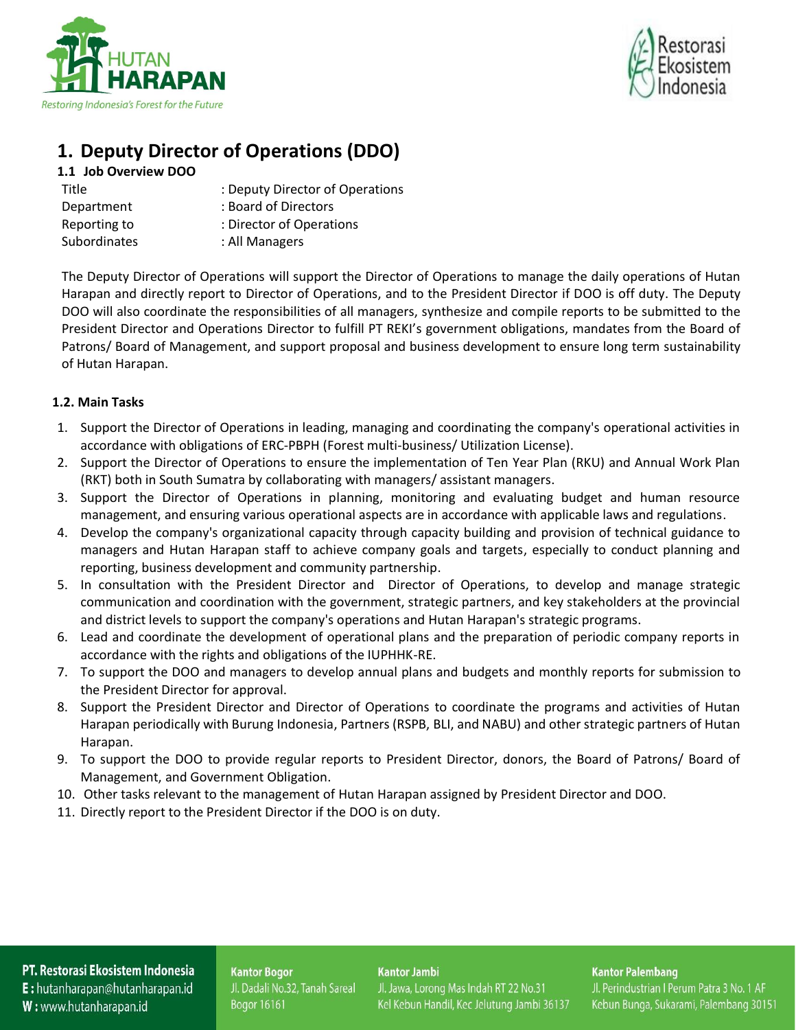# 1. Deputy Director of Operations (DDO)

## 1.1 Job Overview DOO

| | |
|---|---|
| Title | : Deputy Director of Operations |
| Department | : Board of Directors |
| Reporting to | : Director of Operations |
| Subordinates | : All Managers |

The Deputy Director of Operations will support the Director of Operations to manage the daily operations of Hutan Harapan and directly report to Director of Operations, and to the President Director if DOO is off duty. The Deputy DOO will also coordinate the responsibilities of all managers, synthesize and compile reports to be submitted to the President Director and Operations Director to fulfill PT REKI's government obligations, mandates from the Board of Patrons/ Board of Management, and support proposal and business development to ensure long term sustainability of Hutan Harapan.

## 1.2. Main Tasks

1. Support the Director of Operations in leading, managing and coordinating the company's operational activities in accordance with obligations of ERC-PBPH (Forest multi-business/ Utilization License).
2. Support the Director of Operations to ensure the implementation of Ten Year Plan (RKU) and Annual Work Plan (RKT) both in South Sumatra by collaborating with managers/ assistant managers.
3. Support the Director of Operations in planning, monitoring and evaluating budget and human resource management, and ensuring various operational aspects are in accordance with applicable laws and regulations.
4. Develop the company's organizational capacity through capacity building and provision of technical guidance to managers and Hutan Harapan staff to achieve company goals and targets, especially to conduct planning and reporting, business development and community partnership.
5. In consultation with the President Director and Director of Operations, to develop and manage strategic communication and coordination with the government, strategic partners, and key stakeholders at the provincial and district levels to support the company's operations and Hutan Harapan's strategic programs.
6. Lead and coordinate the development of operational plans and the preparation of periodic company reports in accordance with the rights and obligations of the IUPHHK-RE.
7. To support the DOO and managers to develop annual plans and budgets and monthly reports for submission to the President Director for approval.
8. Support the President Director and Director of Operations to coordinate the programs and activities of Hutan Harapan periodically with Burung Indonesia, Partners (RSPB, BLI, and NABU) and other strategic partners of Hutan Harapan.
9. To support the DOO to provide regular reports to President Director, donors, the Board of Patrons/ Board of Management, and Government Obligation.
10. Other tasks relevant to the management of Hutan Harapan assigned by President Director and DOO.
11. Directly report to the President Director if the DOO is on duty.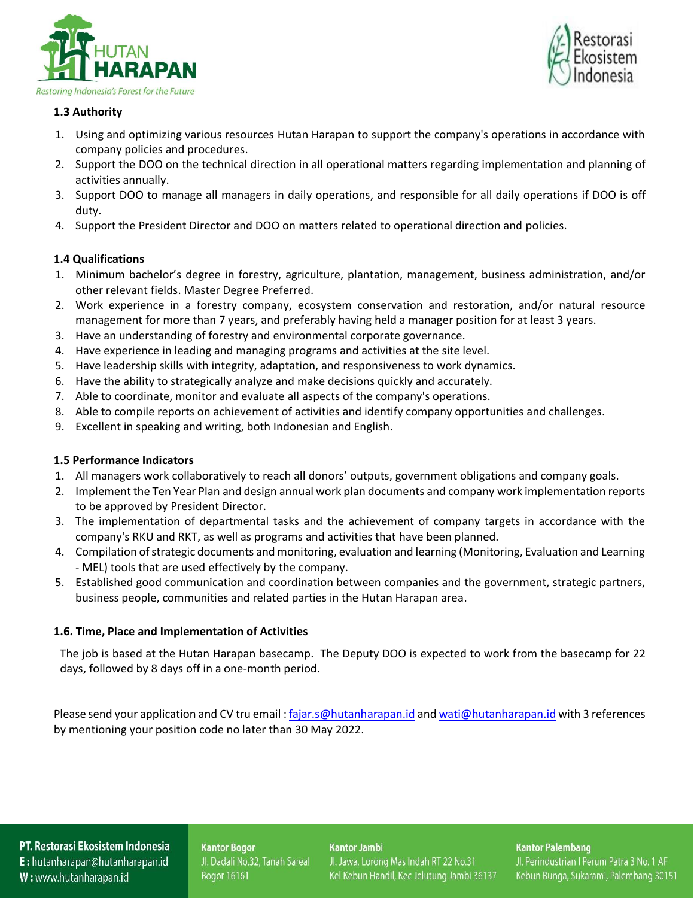**1.3 Authority**

1. Using and optimizing various resources Hutan Harapan to support the company's operations in accordance with company policies and procedures.
2. Support the DOO on the technical direction in all operational matters regarding implementation and planning of activities annually.
3. Support DOO to manage all managers in daily operations, and responsible for all daily operations if DOO is off duty.
4. Support the President Director and DOO on matters related to operational direction and policies.

**1.4 Qualifications**

1. Minimum bachelor's degree in forestry, agriculture, plantation, management, business administration, and/or other relevant fields. Master Degree Preferred.
2. Work experience in a forestry company, ecosystem conservation and restoration, and/or natural resource management for more than 7 years, and preferably having held a manager position for at least 3 years.
3. Have an understanding of forestry and environmental corporate governance.
4. Have experience in leading and managing programs and activities at the site level.
5. Have leadership skills with integrity, adaptation, and responsiveness to work dynamics.
6. Have the ability to strategically analyze and make decisions quickly and accurately.
7. Able to coordinate, monitor and evaluate all aspects of the company's operations.
8. Able to compile reports on achievement of activities and identify company opportunities and challenges.
9. Excellent in speaking and writing, both Indonesian and English.

**1.5 Performance Indicators**

1. All managers work collaboratively to reach all donors' outputs, government obligations and company goals.
2. Implement the Ten Year Plan and design annual work plan documents and company work implementation reports to be approved by President Director.
3. The implementation of departmental tasks and the achievement of company targets in accordance with the company's RKU and RKT, as well as programs and activities that have been planned.
4. Compilation of strategic documents and monitoring, evaluation and learning (Monitoring, Evaluation and Learning - MEL) tools that are used effectively by the company.
5. Established good communication and coordination between companies and the government, strategic partners, business people, communities and related parties in the Hutan Harapan area.

**1.6. Time, Place and Implementation of Activities**

The job is based at the Hutan Harapan basecamp. The Deputy DOO is expected to work from the basecamp for 22 days, followed by 8 days off in a one-month period.

Please send your application and CV tru email : fajar.s@hutanharapan.id and wati@hutanharapan.id with 3 references by mentioning your position code no later than 30 May 2022.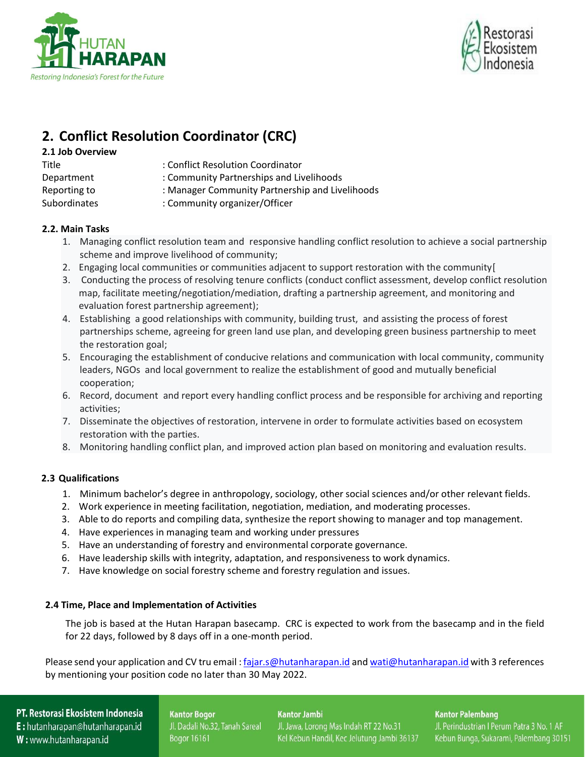## 2. Conflict Resolution Coordinator (CRC)

**2.1 Job Overview**

| | |
|---|---|
| Title | : Conflict Resolution Coordinator |
| Department | : Community Partnerships and Livelihoods |
| Reporting to | : Manager Community Partnership and Livelihoods |
| Subordinates | : Community organizer/Officer |

**2.2. Main Tasks**

1. Managing conflict resolution team and responsive handling conflict resolution to achieve a social partnership scheme and improve livelihood of community;
2. Engaging local communities or communities adjacent to support restoration with the community[
3. Conducting the process of resolving tenure conflicts (conduct conflict assessment, develop conflict resolution map, facilitate meeting/negotiation/mediation, drafting a partnership agreement, and monitoring and evaluation forest partnership agreement);
4. Establishing a good relationships with community, building trust, and assisting the process of forest partnerships scheme, agreeing for green land use plan, and developing green business partnership to meet the restoration goal;
5. Encouraging the establishment of conducive relations and communication with local community, community leaders, NGOs and local government to realize the establishment of good and mutually beneficial cooperation;
6. Record, document and report every handling conflict process and be responsible for archiving and reporting activities;
7. Disseminate the objectives of restoration, intervene in order to formulate activities based on ecosystem restoration with the parties.
8. Monitoring handling conflict plan, and improved action plan based on monitoring and evaluation results.

**2.3 Qualifications**

1. Minimum bachelor's degree in anthropology, sociology, other social sciences and/or other relevant fields.
2. Work experience in meeting facilitation, negotiation, mediation, and moderating processes.
3. Able to do reports and compiling data, synthesize the report showing to manager and top management.
4. Have experiences in managing team and working under pressures
5. Have an understanding of forestry and environmental corporate governance.
6. Have leadership skills with integrity, adaptation, and responsiveness to work dynamics.
7. Have knowledge on social forestry scheme and forestry regulation and issues.

**2.4 Time, Place and Implementation of Activities**

The job is based at the Hutan Harapan basecamp. CRC is expected to work from the basecamp and in the field for 22 days, followed by 8 days off in a one-month period.

Please send your application and CV tru email : fajar.s@hutanharapan.id and wati@hutanharapan.id with 3 references by mentioning your position code no later than 30 May 2022.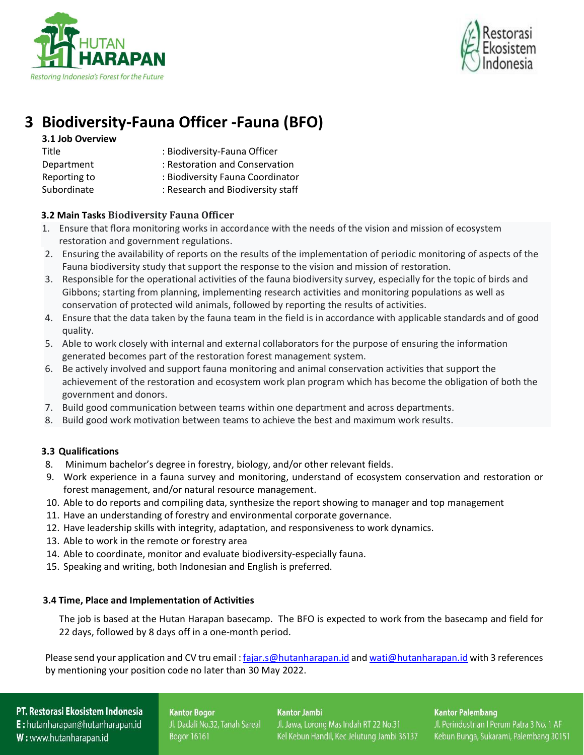# 3 Biodiversity-Fauna Officer -Fauna (BFO)

### 3.1 Job Overview

| | |
|---|---|
| Title | : Biodiversity-Fauna Officer |
| Department | : Restoration and Conservation |
| Reporting to | : Biodiversity Fauna Coordinator |
| Subordinate | : Research and Biodiversity staff |

### 3.2 Main Tasks Biodiversity Fauna Officer

1. Ensure that flora monitoring works in accordance with the needs of the vision and mission of ecosystem restoration and government regulations.
2. Ensuring the availability of reports on the results of the implementation of periodic monitoring of aspects of the Fauna biodiversity study that support the response to the vision and mission of restoration.
3. Responsible for the operational activities of the fauna biodiversity survey, especially for the topic of birds and Gibbons; starting from planning, implementing research activities and monitoring populations as well as conservation of protected wild animals, followed by reporting the results of activities.
4. Ensure that the data taken by the fauna team in the field is in accordance with applicable standards and of good quality.
5. Able to work closely with internal and external collaborators for the purpose of ensuring the information generated becomes part of the restoration forest management system.
6. Be actively involved and support fauna monitoring and animal conservation activities that support the achievement of the restoration and ecosystem work plan program which has become the obligation of both the government and donors.
7. Build good communication between teams within one department and across departments.
8. Build good work motivation between teams to achieve the best and maximum work results.

### 3.3 Qualifications

8. Minimum bachelor's degree in forestry, biology, and/or other relevant fields.
9. Work experience in a fauna survey and monitoring, understand of ecosystem conservation and restoration or forest management, and/or natural resource management.
10. Able to do reports and compiling data, synthesize the report showing to manager and top management
11. Have an understanding of forestry and environmental corporate governance.
12. Have leadership skills with integrity, adaptation, and responsiveness to work dynamics.
13. Able to work in the remote or forestry area
14. Able to coordinate, monitor and evaluate biodiversity-especially fauna.
15. Speaking and writing, both Indonesian and English is preferred.

### 3.4 Time, Place and Implementation of Activities

The job is based at the Hutan Harapan basecamp. The BFO is expected to work from the basecamp and field for 22 days, followed by 8 days off in a one-month period.

Please send your application and CV tru email : fajar.s@hutanharapan.id and wati@hutanharapan.id with 3 references by mentioning your position code no later than 30 May 2022.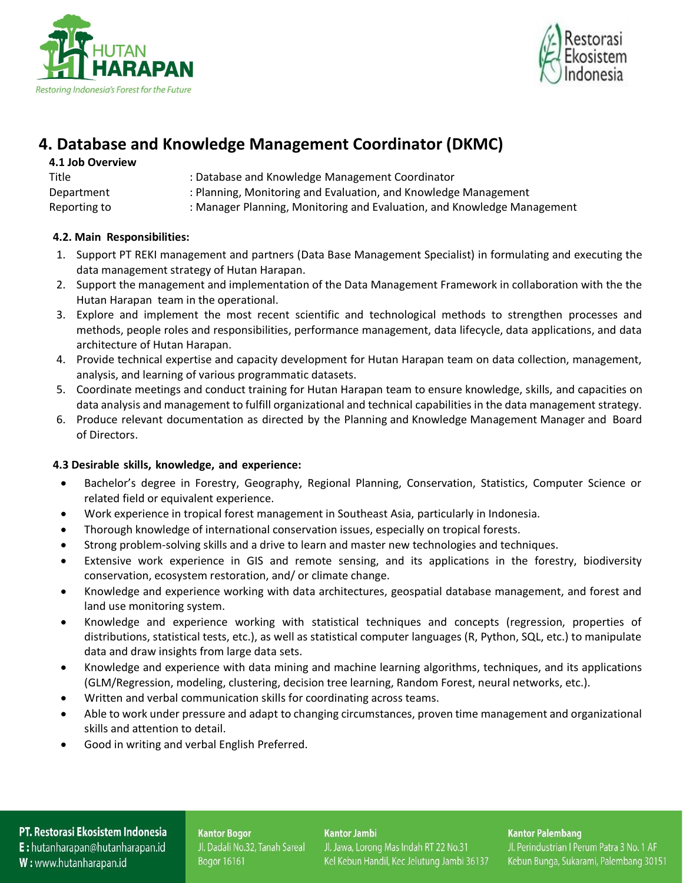# 4. Database and Knowledge Management Coordinator (DKMC)

### 4.1 Job Overview

| | |
|---|---|
| Title | : Database and Knowledge Management Coordinator |
| Department | : Planning, Monitoring and Evaluation, and Knowledge Management |
| Reporting to | : Manager Planning, Monitoring and Evaluation, and Knowledge Management |

### 4.2. Main Responsibilities:

1. Support PT REKI management and partners (Data Base Management Specialist) in formulating and executing the data management strategy of Hutan Harapan.
2. Support the management and implementation of the Data Management Framework in collaboration with the the Hutan Harapan team in the operational.
3. Explore and implement the most recent scientific and technological methods to strengthen processes and methods, people roles and responsibilities, performance management, data lifecycle, data applications, and data architecture of Hutan Harapan.
4. Provide technical expertise and capacity development for Hutan Harapan team on data collection, management, analysis, and learning of various programmatic datasets.
5. Coordinate meetings and conduct training for Hutan Harapan team to ensure knowledge, skills, and capacities on data analysis and management to fulfill organizational and technical capabilities in the data management strategy.
6. Produce relevant documentation as directed by the Planning and Knowledge Management Manager and Board of Directors.

### 4.3 Desirable skills, knowledge, and experience:

- Bachelor's degree in Forestry, Geography, Regional Planning, Conservation, Statistics, Computer Science or related field or equivalent experience.
- Work experience in tropical forest management in Southeast Asia, particularly in Indonesia.
- Thorough knowledge of international conservation issues, especially on tropical forests.
- Strong problem-solving skills and a drive to learn and master new technologies and techniques.
- Extensive work experience in GIS and remote sensing, and its applications in the forestry, biodiversity conservation, ecosystem restoration, and/ or climate change.
- Knowledge and experience working with data architectures, geospatial database management, and forest and land use monitoring system.
- Knowledge and experience working with statistical techniques and concepts (regression, properties of distributions, statistical tests, etc.), as well as statistical computer languages (R, Python, SQL, etc.) to manipulate data and draw insights from large data sets.
- Knowledge and experience with data mining and machine learning algorithms, techniques, and its applications (GLM/Regression, modeling, clustering, decision tree learning, Random Forest, neural networks, etc.).
- Written and verbal communication skills for coordinating across teams.
- Able to work under pressure and adapt to changing circumstances, proven time management and organizational skills and attention to detail.
- Good in writing and verbal English Preferred.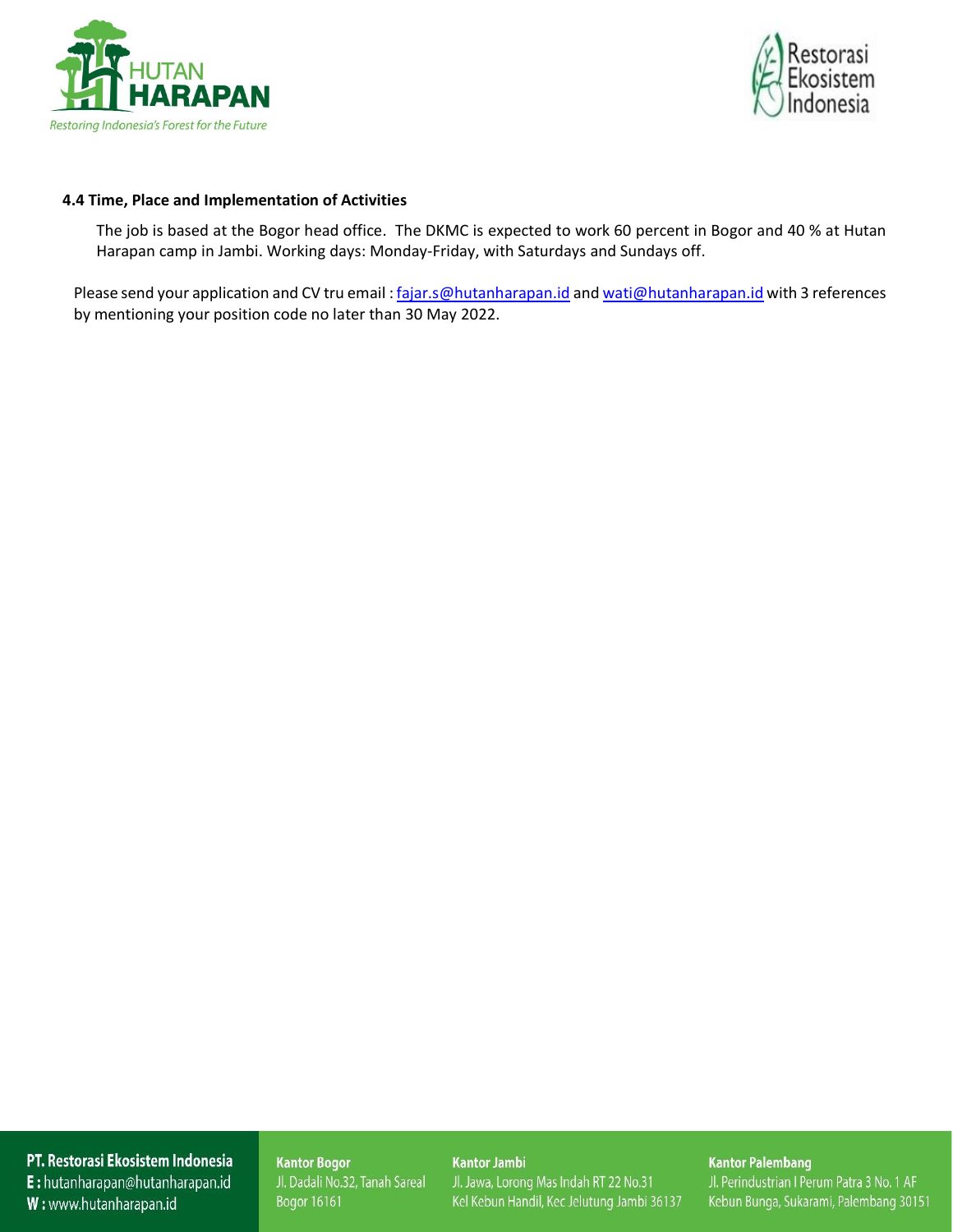### 4.4 Time, Place and Implementation of Activities

The job is based at the Bogor head office. The DKMC is expected to work 60 percent in Bogor and 40 % at Hutan Harapan camp in Jambi. Working days: Monday-Friday, with Saturdays and Sundays off.

Please send your application and CV tru email : fajar.s@hutanharapan.id and wati@hutanharapan.id with 3 references by mentioning your position code no later than 30 May 2022.